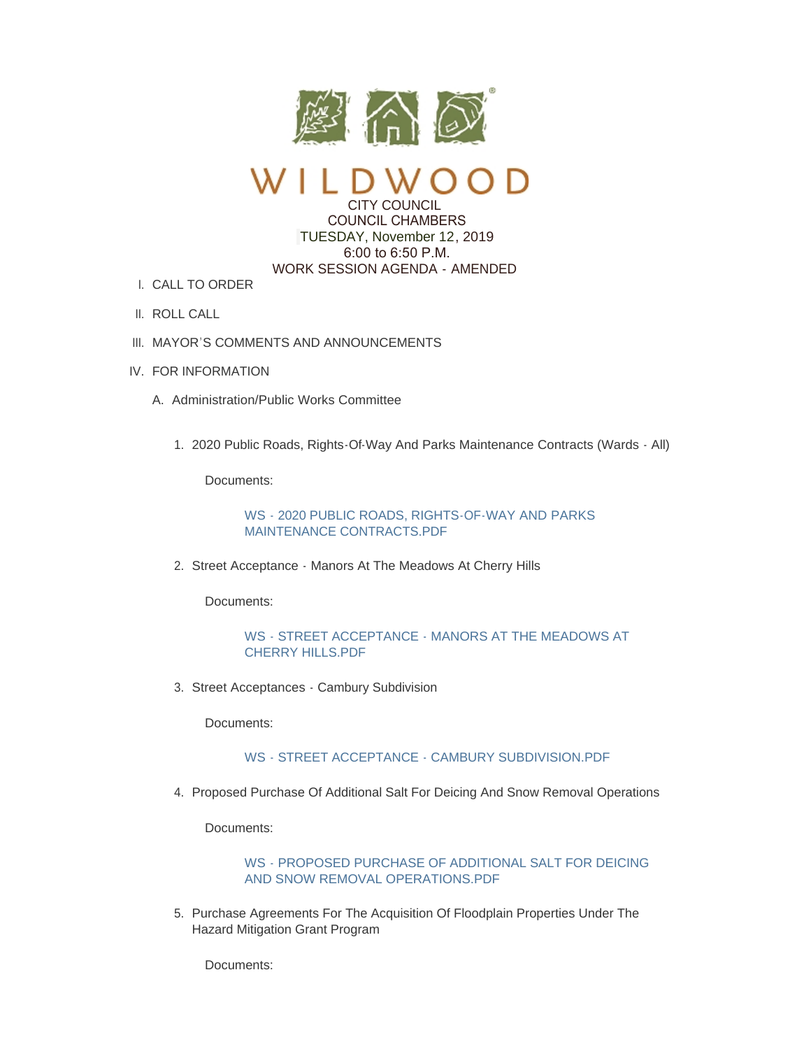# WILDWOOD

CITY COUNCIL
COUNCIL CHAMBERS
TUESDAY, November 12, 2019
6:00 to 6:50 P.M.
WORK SESSION AGENDA - AMENDED

I. CALL TO ORDER

II. ROLL CALL

III. MAYOR'S COMMENTS AND ANNOUNCEMENTS

IV. FOR INFORMATION

A. Administration/Public Works Committee

1. 2020 Public Roads, Rights-Of-Way And Parks Maintenance Contracts (Wards - All)

   Documents:

   WS - 2020 PUBLIC ROADS, RIGHTS-OF-WAY AND PARKS MAINTENANCE CONTRACTS.PDF

2. Street Acceptance - Manors At The Meadows At Cherry Hills

   Documents:

   WS - STREET ACCEPTANCE - MANORS AT THE MEADOWS AT CHERRY HILLS.PDF

3. Street Acceptances - Cambury Subdivision

   Documents:

   WS - STREET ACCEPTANCE - CAMBURY SUBDIVISION.PDF

4. Proposed Purchase Of Additional Salt For Deicing And Snow Removal Operations

   Documents:

   WS - PROPOSED PURCHASE OF ADDITIONAL SALT FOR DEICING AND SNOW REMOVAL OPERATIONS.PDF

5. Purchase Agreements For The Acquisition Of Floodplain Properties Under The Hazard Mitigation Grant Program

   Documents: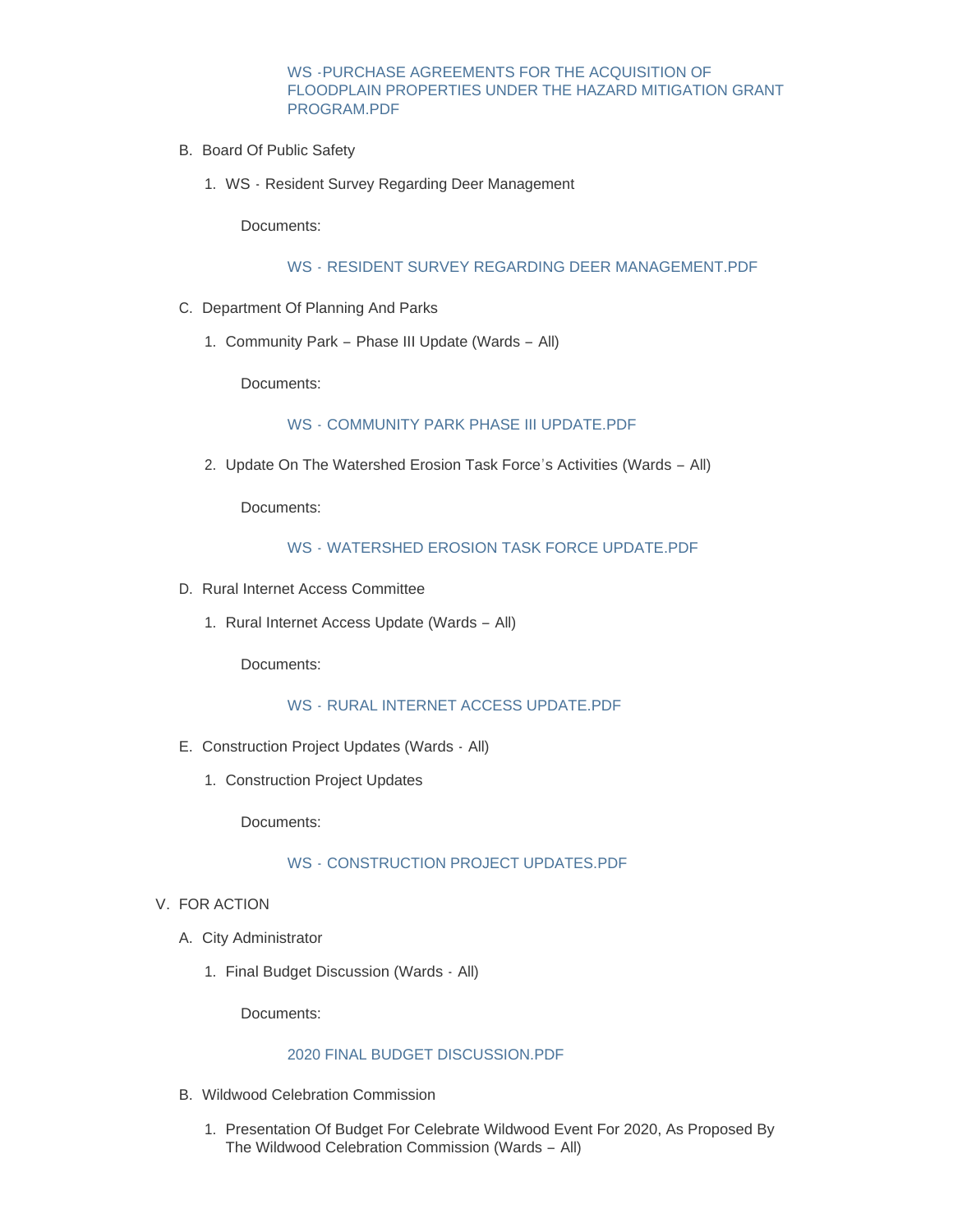WS -PURCHASE AGREEMENTS FOR THE ACQUISITION OF FLOODPLAIN PROPERTIES UNDER THE HAZARD MITIGATION GRANT PROGRAM.PDF

B. Board Of Public Safety

   1. WS - Resident Survey Regarding Deer Management

      Documents:

      WS - RESIDENT SURVEY REGARDING DEER MANAGEMENT.PDF

C. Department Of Planning And Parks

   1. Community Park – Phase III Update (Wards – All)

      Documents:

      WS - COMMUNITY PARK PHASE III UPDATE.PDF

   2. Update On The Watershed Erosion Task Force's Activities (Wards – All)

      Documents:

      WS - WATERSHED EROSION TASK FORCE UPDATE.PDF

D. Rural Internet Access Committee

   1. Rural Internet Access Update (Wards – All)

      Documents:

      WS - RURAL INTERNET ACCESS UPDATE.PDF

E. Construction Project Updates (Wards - All)

   1. Construction Project Updates

      Documents:

      WS - CONSTRUCTION PROJECT UPDATES.PDF

V. FOR ACTION

A. City Administrator

   1. Final Budget Discussion (Wards - All)

      Documents:

      2020 FINAL BUDGET DISCUSSION.PDF

B. Wildwood Celebration Commission

   1. Presentation Of Budget For Celebrate Wildwood Event For 2020, As Proposed By The Wildwood Celebration Commission (Wards – All)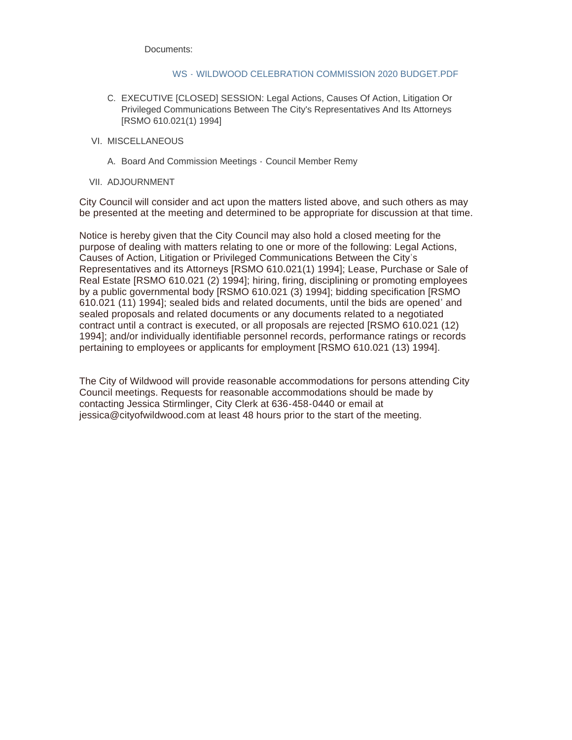Documents:

WS - WILDWOOD CELEBRATION COMMISSION 2020 BUDGET.PDF

C. EXECUTIVE [CLOSED] SESSION: Legal Actions, Causes Of Action, Litigation Or Privileged Communications Between The City's Representatives And Its Attorneys [RSMO 610.021(1) 1994]

VI. MISCELLANEOUS

A. Board And Commission Meetings - Council Member Remy

VII. ADJOURNMENT

City Council will consider and act upon the matters listed above, and such others as may be presented at the meeting and determined to be appropriate for discussion at that time.

Notice is hereby given that the City Council may also hold a closed meeting for the purpose of dealing with matters relating to one or more of the following: Legal Actions, Causes of Action, Litigation or Privileged Communications Between the City's Representatives and its Attorneys [RSMO 610.021(1) 1994]; Lease, Purchase or Sale of Real Estate [RSMO 610.021 (2) 1994]; hiring, firing, disciplining or promoting employees by a public governmental body [RSMO 610.021 (3) 1994]; bidding specification [RSMO 610.021 (11) 1994]; sealed bids and related documents, until the bids are opened' and sealed proposals and related documents or any documents related to a negotiated contract until a contract is executed, or all proposals are rejected [RSMO 610.021 (12) 1994]; and/or individually identifiable personnel records, performance ratings or records pertaining to employees or applicants for employment [RSMO 610.021 (13) 1994].

The City of Wildwood will provide reasonable accommodations for persons attending City Council meetings. Requests for reasonable accommodations should be made by contacting Jessica Stirmlinger, City Clerk at 636-458-0440 or email at jessica@cityofwildwood.com at least 48 hours prior to the start of the meeting.